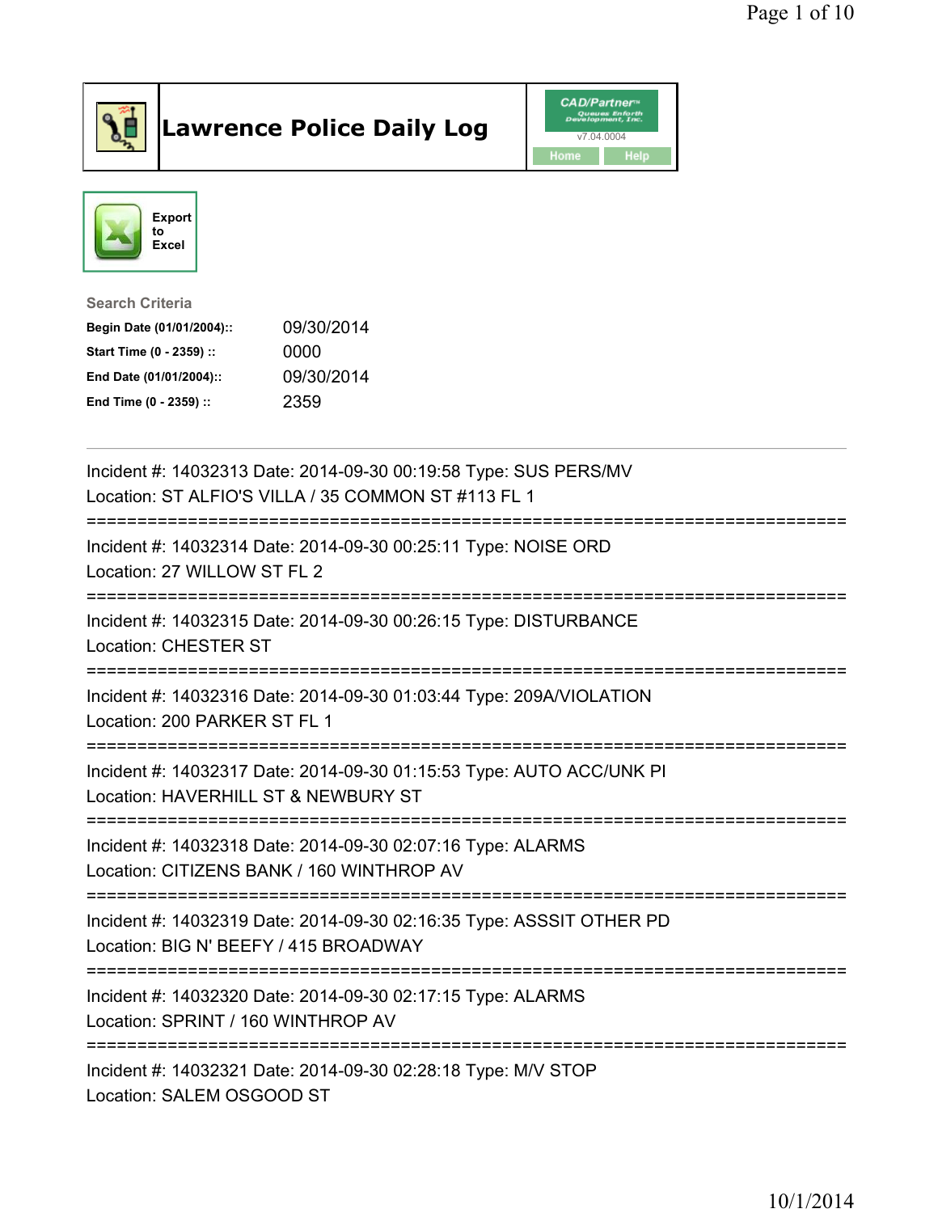# Lawrence Police Daily Log

Export to Excel

**Search Criteria**

| | |
|---|---|
| **Begin Date (01/01/2004)::** | 09/30/2014 |
| **Start Time (0 - 2359) ::** | 0000 |
| **End Date (01/01/2004)::** | 09/30/2014 |
| **End Time (0 - 2359) ::** | 2359 |

---

Incident #: 14032313 Date: 2014-09-30 00:19:58 Type: SUS PERS/MV
Location: ST ALFIO'S VILLA / 35 COMMON ST #113 FL 1

===========================================================================

Incident #: 14032314 Date: 2014-09-30 00:25:11 Type: NOISE ORD
Location: 27 WILLOW ST FL 2

===========================================================================

Incident #: 14032315 Date: 2014-09-30 00:26:15 Type: DISTURBANCE
Location: CHESTER ST

===========================================================================

Incident #: 14032316 Date: 2014-09-30 01:03:44 Type: 209A/VIOLATION
Location: 200 PARKER ST FL 1

===========================================================================

Incident #: 14032317 Date: 2014-09-30 01:15:53 Type: AUTO ACC/UNK PI
Location: HAVERHILL ST & NEWBURY ST

===========================================================================

Incident #: 14032318 Date: 2014-09-30 02:07:16 Type: ALARMS
Location: CITIZENS BANK / 160 WINTHROP AV

===========================================================================

Incident #: 14032319 Date: 2014-09-30 02:16:35 Type: ASSSIT OTHER PD
Location: BIG N' BEEFY / 415 BROADWAY

===========================================================================

Incident #: 14032320 Date: 2014-09-30 02:17:15 Type: ALARMS
Location: SPRINT / 160 WINTHROP AV

===========================================================================

Incident #: 14032321 Date: 2014-09-30 02:28:18 Type: M/V STOP
Location: SALEM OSGOOD ST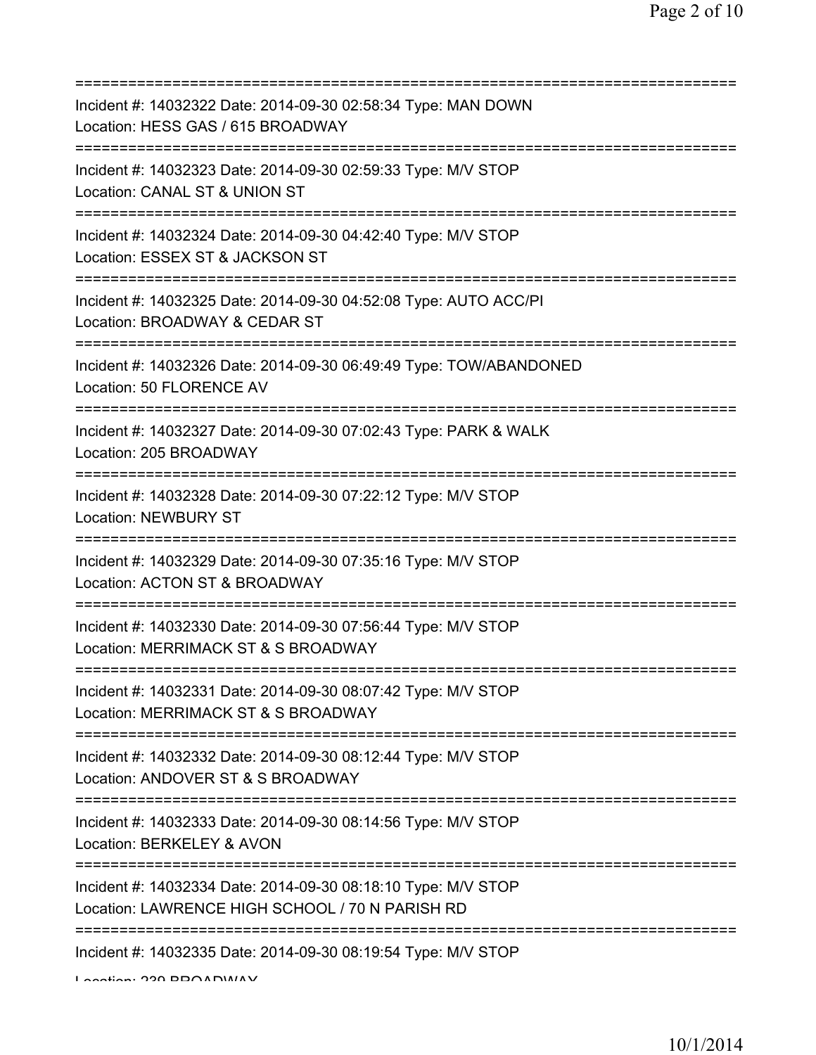===========================================================================
Incident #: 14032322 Date: 2014-09-30 02:58:34 Type: MAN DOWN
Location: HESS GAS / 615 BROADWAY
===========================================================================
Incident #: 14032323 Date: 2014-09-30 02:59:33 Type: M/V STOP
Location: CANAL ST & UNION ST
===========================================================================
Incident #: 14032324 Date: 2014-09-30 04:42:40 Type: M/V STOP
Location: ESSEX ST & JACKSON ST
===========================================================================
Incident #: 14032325 Date: 2014-09-30 04:52:08 Type: AUTO ACC/PI
Location: BROADWAY & CEDAR ST
===========================================================================
Incident #: 14032326 Date: 2014-09-30 06:49:49 Type: TOW/ABANDONED
Location: 50 FLORENCE AV
===========================================================================
Incident #: 14032327 Date: 2014-09-30 07:02:43 Type: PARK & WALK
Location: 205 BROADWAY
===========================================================================
Incident #: 14032328 Date: 2014-09-30 07:22:12 Type: M/V STOP
Location: NEWBURY ST
===========================================================================
Incident #: 14032329 Date: 2014-09-30 07:35:16 Type: M/V STOP
Location: ACTON ST & BROADWAY
===========================================================================
Incident #: 14032330 Date: 2014-09-30 07:56:44 Type: M/V STOP
Location: MERRIMACK ST & S BROADWAY
===========================================================================
Incident #: 14032331 Date: 2014-09-30 08:07:42 Type: M/V STOP
Location: MERRIMACK ST & S BROADWAY
===========================================================================
Incident #: 14032332 Date: 2014-09-30 08:12:44 Type: M/V STOP
Location: ANDOVER ST & S BROADWAY
===========================================================================
Incident #: 14032333 Date: 2014-09-30 08:14:56 Type: M/V STOP
Location: BERKELEY & AVON
===========================================================================
Incident #: 14032334 Date: 2014-09-30 08:18:10 Type: M/V STOP
Location: LAWRENCE HIGH SCHOOL / 70 N PARISH RD
===========================================================================
Incident #: 14032335 Date: 2014-09-30 08:19:54 Type: M/V STOP
Location: 239 BROADWAY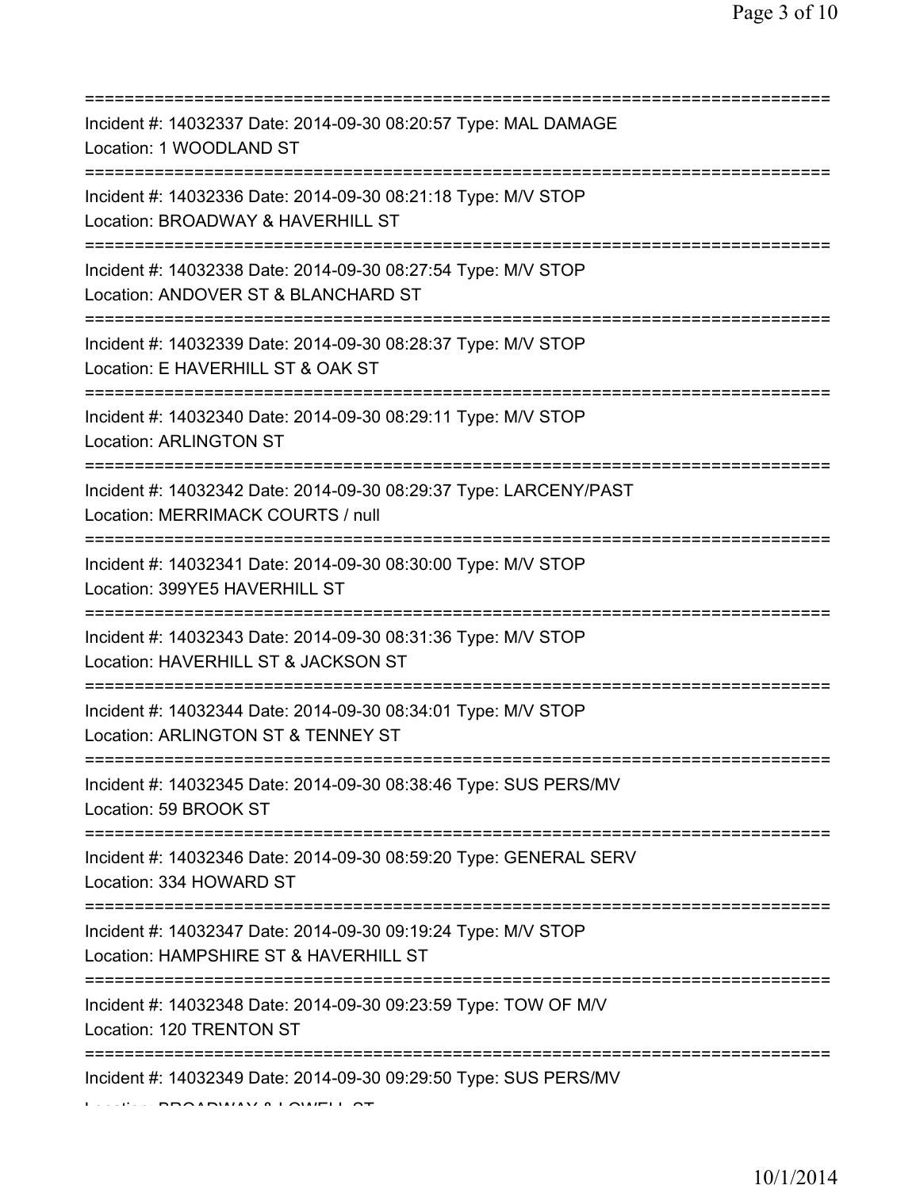===========================================================================

Incident #: 14032337 Date: 2014-09-30 08:20:57 Type: MAL DAMAGE
Location: 1 WOODLAND ST

===========================================================================

Incident #: 14032336 Date: 2014-09-30 08:21:18 Type: M/V STOP
Location: BROADWAY & HAVERHILL ST

===========================================================================

Incident #: 14032338 Date: 2014-09-30 08:27:54 Type: M/V STOP
Location: ANDOVER ST & BLANCHARD ST

===========================================================================

Incident #: 14032339 Date: 2014-09-30 08:28:37 Type: M/V STOP
Location: E HAVERHILL ST & OAK ST

===========================================================================

Incident #: 14032340 Date: 2014-09-30 08:29:11 Type: M/V STOP
Location: ARLINGTON ST

===========================================================================

Incident #: 14032342 Date: 2014-09-30 08:29:37 Type: LARCENY/PAST
Location: MERRIMACK COURTS / null

===========================================================================

Incident #: 14032341 Date: 2014-09-30 08:30:00 Type: M/V STOP
Location: 399YE5 HAVERHILL ST

===========================================================================

Incident #: 14032343 Date: 2014-09-30 08:31:36 Type: M/V STOP
Location: HAVERHILL ST & JACKSON ST

===========================================================================

Incident #: 14032344 Date: 2014-09-30 08:34:01 Type: M/V STOP
Location: ARLINGTON ST & TENNEY ST

===========================================================================

Incident #: 14032345 Date: 2014-09-30 08:38:46 Type: SUS PERS/MV
Location: 59 BROOK ST

===========================================================================

Incident #: 14032346 Date: 2014-09-30 08:59:20 Type: GENERAL SERV
Location: 334 HOWARD ST

===========================================================================

Incident #: 14032347 Date: 2014-09-30 09:19:24 Type: M/V STOP
Location: HAMPSHIRE ST & HAVERHILL ST

===========================================================================

Incident #: 14032348 Date: 2014-09-30 09:23:59 Type: TOW OF M/V
Location: 120 TRENTON ST

===========================================================================

Incident #: 14032349 Date: 2014-09-30 09:29:50 Type: SUS PERS/MV
Location: BROADWAY & LOWELL ST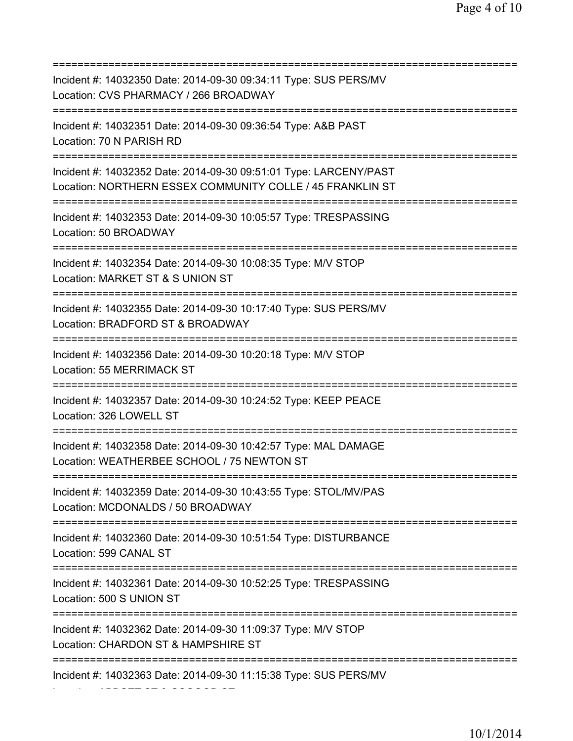===========================================================================
Incident #: 14032350 Date: 2014-09-30 09:34:11 Type: SUS PERS/MV
Location: CVS PHARMACY / 266 BROADWAY
===========================================================================
Incident #: 14032351 Date: 2014-09-30 09:36:54 Type: A&B PAST
Location: 70 N PARISH RD
===========================================================================
Incident #: 14032352 Date: 2014-09-30 09:51:01 Type: LARCENY/PAST
Location: NORTHERN ESSEX COMMUNITY COLLE / 45 FRANKLIN ST
===========================================================================
Incident #: 14032353 Date: 2014-09-30 10:05:57 Type: TRESPASSING
Location: 50 BROADWAY
===========================================================================
Incident #: 14032354 Date: 2014-09-30 10:08:35 Type: M/V STOP
Location: MARKET ST & S UNION ST
===========================================================================
Incident #: 14032355 Date: 2014-09-30 10:17:40 Type: SUS PERS/MV
Location: BRADFORD ST & BROADWAY
===========================================================================
Incident #: 14032356 Date: 2014-09-30 10:20:18 Type: M/V STOP
Location: 55 MERRIMACK ST
===========================================================================
Incident #: 14032357 Date: 2014-09-30 10:24:52 Type: KEEP PEACE
Location: 326 LOWELL ST
===========================================================================
Incident #: 14032358 Date: 2014-09-30 10:42:57 Type: MAL DAMAGE
Location: WEATHERBEE SCHOOL / 75 NEWTON ST
===========================================================================
Incident #: 14032359 Date: 2014-09-30 10:43:55 Type: STOL/MV/PAS
Location: MCDONALDS / 50 BROADWAY
===========================================================================
Incident #: 14032360 Date: 2014-09-30 10:51:54 Type: DISTURBANCE
Location: 599 CANAL ST
===========================================================================
Incident #: 14032361 Date: 2014-09-30 10:52:25 Type: TRESPASSING
Location: 500 S UNION ST
===========================================================================
Incident #: 14032362 Date: 2014-09-30 11:09:37 Type: M/V STOP
Location: CHARDON ST & HAMPSHIRE ST
===========================================================================
Incident #: 14032363 Date: 2014-09-30 11:15:38 Type: SUS PERS/MV
Location: ABBOTT ST & OSGOOD ST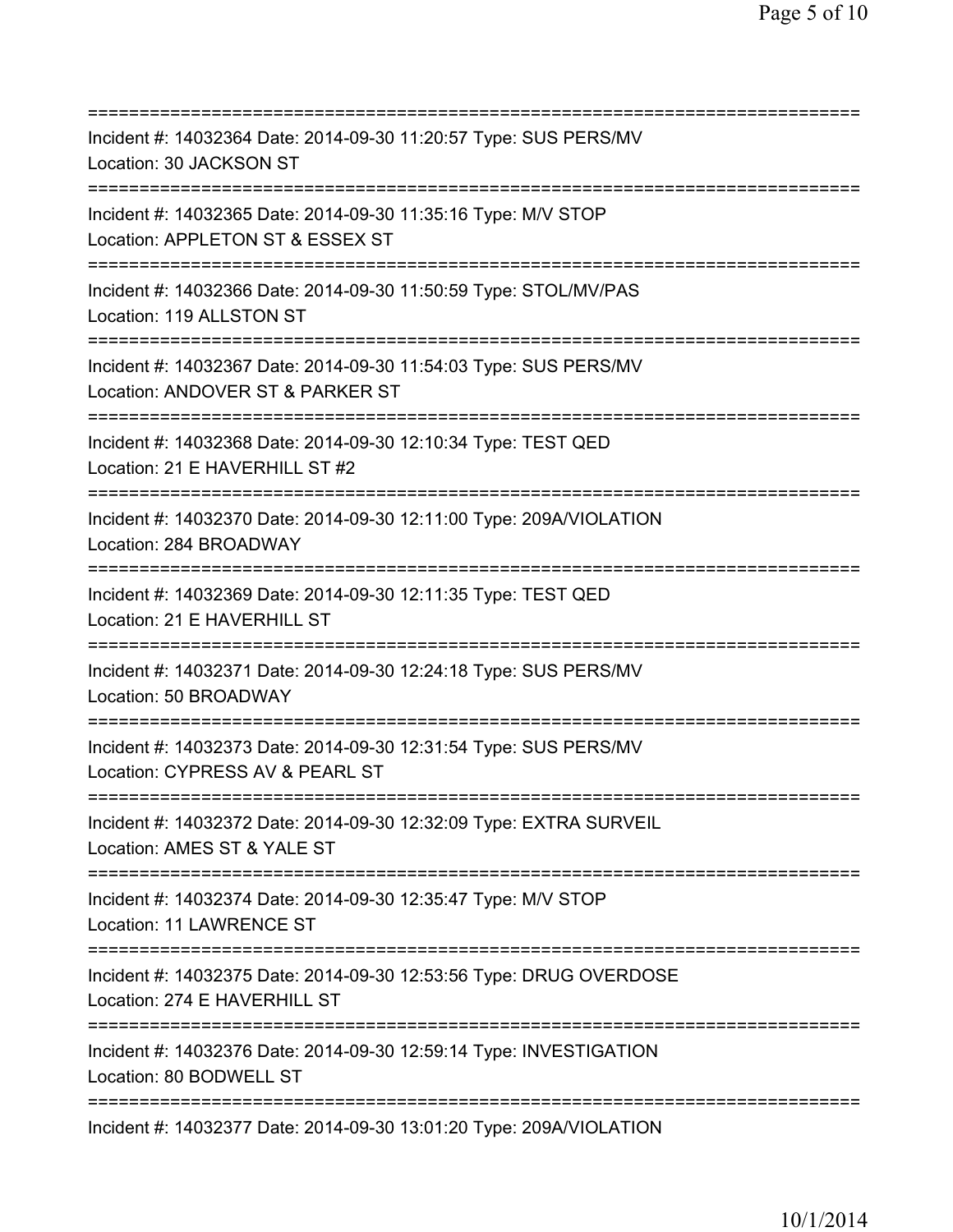===========================================================================
Incident #: 14032364 Date: 2014-09-30 11:20:57 Type: SUS PERS/MV
Location: 30 JACKSON ST
===========================================================================
Incident #: 14032365 Date: 2014-09-30 11:35:16 Type: M/V STOP
Location: APPLETON ST & ESSEX ST
===========================================================================
Incident #: 14032366 Date: 2014-09-30 11:50:59 Type: STOL/MV/PAS
Location: 119 ALLSTON ST
===========================================================================
Incident #: 14032367 Date: 2014-09-30 11:54:03 Type: SUS PERS/MV
Location: ANDOVER ST & PARKER ST
===========================================================================
Incident #: 14032368 Date: 2014-09-30 12:10:34 Type: TEST QED
Location: 21 E HAVERHILL ST #2
===========================================================================
Incident #: 14032370 Date: 2014-09-30 12:11:00 Type: 209A/VIOLATION
Location: 284 BROADWAY
===========================================================================
Incident #: 14032369 Date: 2014-09-30 12:11:35 Type: TEST QED
Location: 21 E HAVERHILL ST
===========================================================================
Incident #: 14032371 Date: 2014-09-30 12:24:18 Type: SUS PERS/MV
Location: 50 BROADWAY
===========================================================================
Incident #: 14032373 Date: 2014-09-30 12:31:54 Type: SUS PERS/MV
Location: CYPRESS AV & PEARL ST
===========================================================================
Incident #: 14032372 Date: 2014-09-30 12:32:09 Type: EXTRA SURVEIL
Location: AMES ST & YALE ST
===========================================================================
Incident #: 14032374 Date: 2014-09-30 12:35:47 Type: M/V STOP
Location: 11 LAWRENCE ST
===========================================================================
Incident #: 14032375 Date: 2014-09-30 12:53:56 Type: DRUG OVERDOSE
Location: 274 E HAVERHILL ST
===========================================================================
Incident #: 14032376 Date: 2014-09-30 12:59:14 Type: INVESTIGATION
Location: 80 BODWELL ST
===========================================================================
Incident #: 14032377 Date: 2014-09-30 13:01:20 Type: 209A/VIOLATION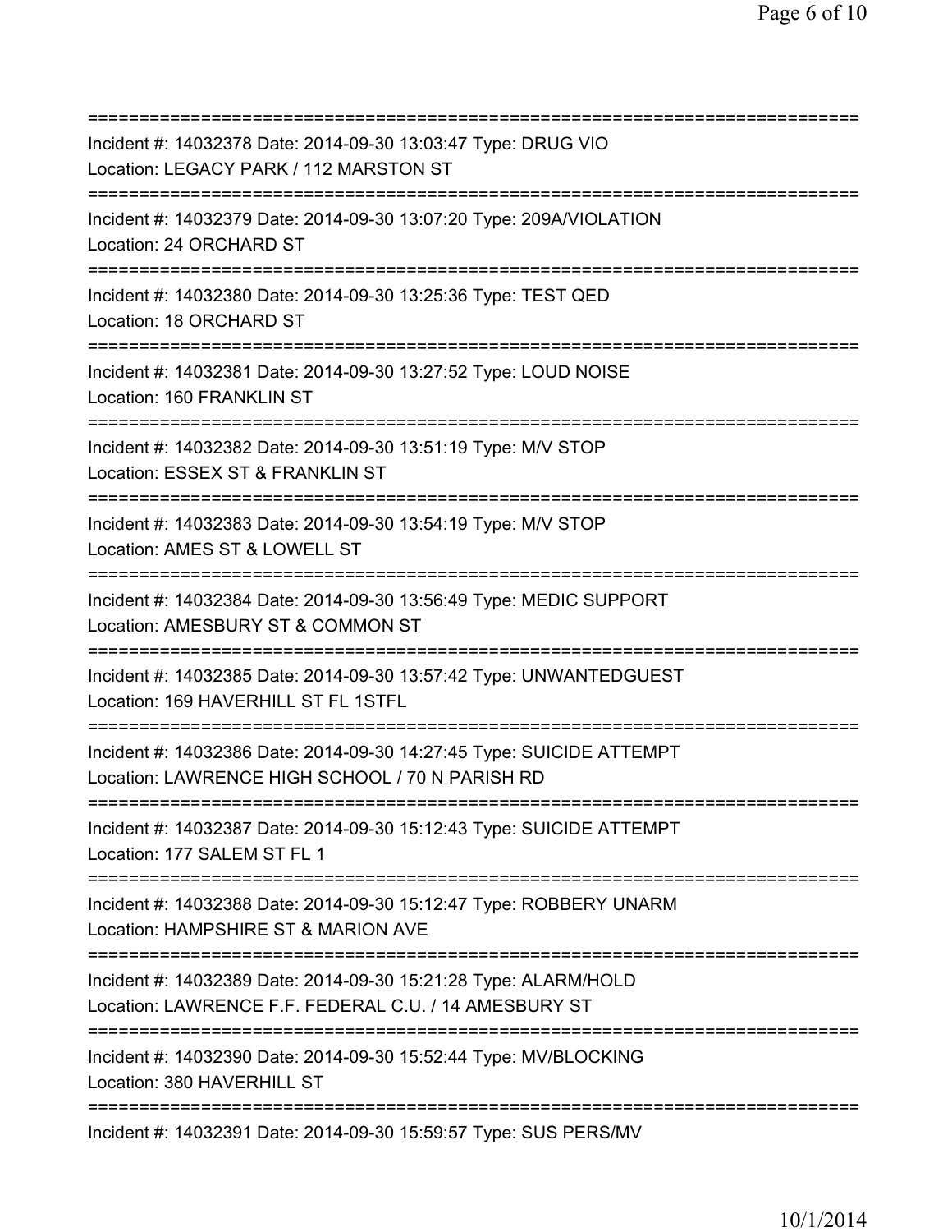===========================================================================

Incident #: 14032378 Date: 2014-09-30 13:03:47 Type: DRUG VIO
Location: LEGACY PARK / 112 MARSTON ST

===========================================================================

Incident #: 14032379 Date: 2014-09-30 13:07:20 Type: 209A/VIOLATION
Location: 24 ORCHARD ST

===========================================================================

Incident #: 14032380 Date: 2014-09-30 13:25:36 Type: TEST QED
Location: 18 ORCHARD ST

===========================================================================

Incident #: 14032381 Date: 2014-09-30 13:27:52 Type: LOUD NOISE
Location: 160 FRANKLIN ST

===========================================================================

Incident #: 14032382 Date: 2014-09-30 13:51:19 Type: M/V STOP
Location: ESSEX ST & FRANKLIN ST

===========================================================================

Incident #: 14032383 Date: 2014-09-30 13:54:19 Type: M/V STOP
Location: AMES ST & LOWELL ST

===========================================================================

Incident #: 14032384 Date: 2014-09-30 13:56:49 Type: MEDIC SUPPORT
Location: AMESBURY ST & COMMON ST

===========================================================================

Incident #: 14032385 Date: 2014-09-30 13:57:42 Type: UNWANTEDGUEST
Location: 169 HAVERHILL ST FL 1STFL

===========================================================================

Incident #: 14032386 Date: 2014-09-30 14:27:45 Type: SUICIDE ATTEMPT
Location: LAWRENCE HIGH SCHOOL / 70 N PARISH RD

===========================================================================

Incident #: 14032387 Date: 2014-09-30 15:12:43 Type: SUICIDE ATTEMPT
Location: 177 SALEM ST FL 1

===========================================================================

Incident #: 14032388 Date: 2014-09-30 15:12:47 Type: ROBBERY UNARM
Location: HAMPSHIRE ST & MARION AVE

===========================================================================

Incident #: 14032389 Date: 2014-09-30 15:21:28 Type: ALARM/HOLD
Location: LAWRENCE F.F. FEDERAL C.U. / 14 AMESBURY ST

===========================================================================

Incident #: 14032390 Date: 2014-09-30 15:52:44 Type: MV/BLOCKING
Location: 380 HAVERHILL ST

===========================================================================

Incident #: 14032391 Date: 2014-09-30 15:59:57 Type: SUS PERS/MV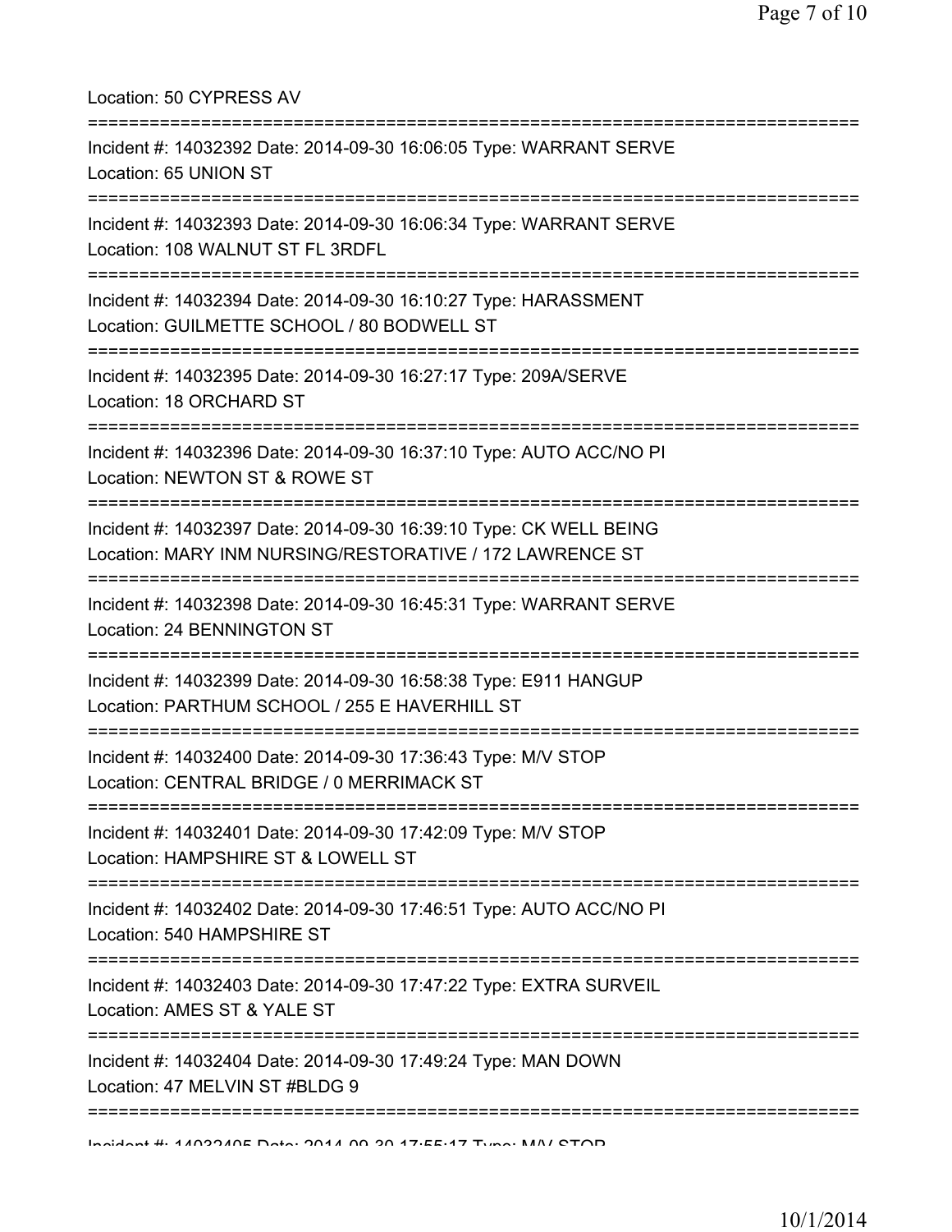Location: 50 CYPRESS AV

===========================================================================

Incident #: 14032392 Date: 2014-09-30 16:06:05 Type: WARRANT SERVE
Location: 65 UNION ST

===========================================================================

Incident #: 14032393 Date: 2014-09-30 16:06:34 Type: WARRANT SERVE
Location: 108 WALNUT ST FL 3RDFL

===========================================================================

Incident #: 14032394 Date: 2014-09-30 16:10:27 Type: HARASSMENT
Location: GUILMETTE SCHOOL / 80 BODWELL ST

===========================================================================

Incident #: 14032395 Date: 2014-09-30 16:27:17 Type: 209A/SERVE
Location: 18 ORCHARD ST

===========================================================================

Incident #: 14032396 Date: 2014-09-30 16:37:10 Type: AUTO ACC/NO PI
Location: NEWTON ST & ROWE ST

===========================================================================

Incident #: 14032397 Date: 2014-09-30 16:39:10 Type: CK WELL BEING
Location: MARY INM NURSING/RESTORATIVE / 172 LAWRENCE ST

===========================================================================

Incident #: 14032398 Date: 2014-09-30 16:45:31 Type: WARRANT SERVE
Location: 24 BENNINGTON ST

===========================================================================

Incident #: 14032399 Date: 2014-09-30 16:58:38 Type: E911 HANGUP
Location: PARTHUM SCHOOL / 255 E HAVERHILL ST

===========================================================================

Incident #: 14032400 Date: 2014-09-30 17:36:43 Type: M/V STOP
Location: CENTRAL BRIDGE / 0 MERRIMACK ST

===========================================================================

Incident #: 14032401 Date: 2014-09-30 17:42:09 Type: M/V STOP
Location: HAMPSHIRE ST & LOWELL ST

===========================================================================

Incident #: 14032402 Date: 2014-09-30 17:46:51 Type: AUTO ACC/NO PI
Location: 540 HAMPSHIRE ST

===========================================================================

Incident #: 14032403 Date: 2014-09-30 17:47:22 Type: EXTRA SURVEIL
Location: AMES ST & YALE ST

===========================================================================

Incident #: 14032404 Date: 2014-09-30 17:49:24 Type: MAN DOWN
Location: 47 MELVIN ST #BLDG 9

===========================================================================

Incident #: 14032405 Date: 2014-09-30 17:55:17 Type: M/V STOP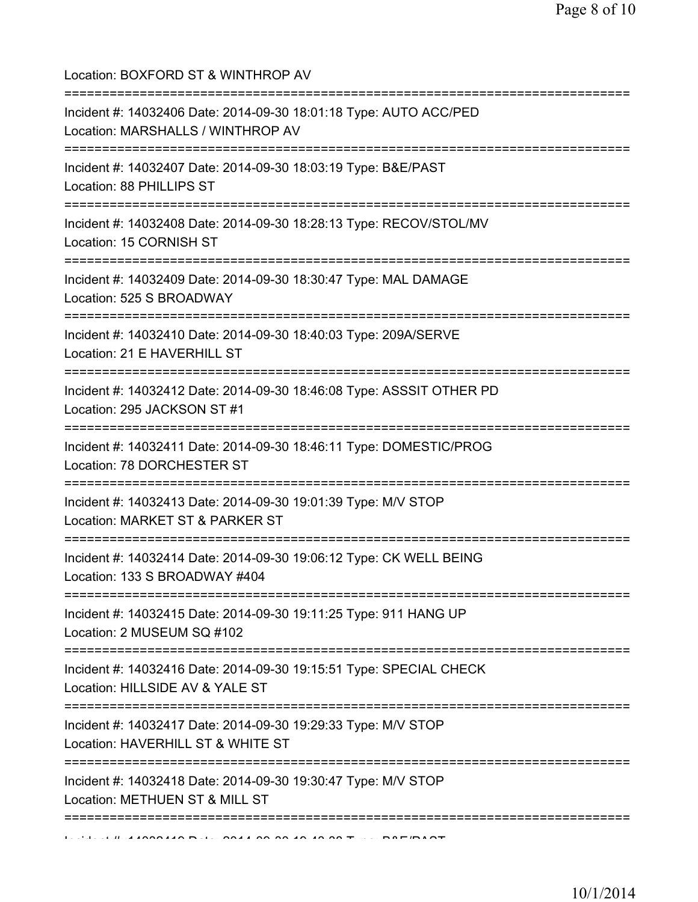Location: BOXFORD ST & WINTHROP AV

===========================================================================

Incident #: 14032406 Date: 2014-09-30 18:01:18 Type: AUTO ACC/PED

Location: MARSHALLS / WINTHROP AV

===========================================================================

Incident #: 14032407 Date: 2014-09-30 18:03:19 Type: B&E/PAST

Location: 88 PHILLIPS ST

===========================================================================

Incident #: 14032408 Date: 2014-09-30 18:28:13 Type: RECOV/STOL/MV

Location: 15 CORNISH ST

===========================================================================

Incident #: 14032409 Date: 2014-09-30 18:30:47 Type: MAL DAMAGE

Location: 525 S BROADWAY

===========================================================================

Incident #: 14032410 Date: 2014-09-30 18:40:03 Type: 209A/SERVE

Location: 21 E HAVERHILL ST

===========================================================================

Incident #: 14032412 Date: 2014-09-30 18:46:08 Type: ASSSIT OTHER PD

Location: 295 JACKSON ST #1

===========================================================================

Incident #: 14032411 Date: 2014-09-30 18:46:11 Type: DOMESTIC/PROG

Location: 78 DORCHESTER ST

===========================================================================

Incident #: 14032413 Date: 2014-09-30 19:01:39 Type: M/V STOP

Location: MARKET ST & PARKER ST

===========================================================================

Incident #: 14032414 Date: 2014-09-30 19:06:12 Type: CK WELL BEING

Location: 133 S BROADWAY #404

===========================================================================

Incident #: 14032415 Date: 2014-09-30 19:11:25 Type: 911 HANG UP

Location: 2 MUSEUM SQ #102

===========================================================================

Incident #: 14032416 Date: 2014-09-30 19:15:51 Type: SPECIAL CHECK

Location: HILLSIDE AV & YALE ST

===========================================================================

Incident #: 14032417 Date: 2014-09-30 19:29:33 Type: M/V STOP

Location: HAVERHILL ST & WHITE ST

===========================================================================

Incident #: 14032418 Date: 2014-09-30 19:30:47 Type: M/V STOP

Location: METHUEN ST & MILL ST

===========================================================================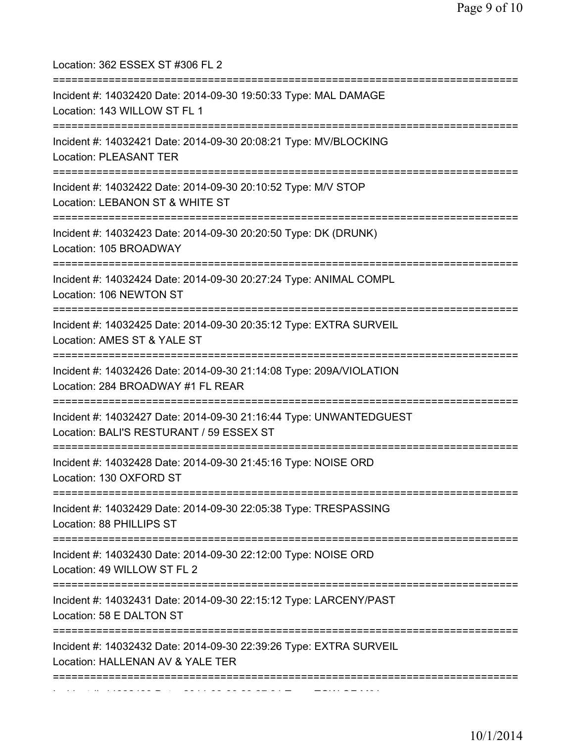Location: 362 ESSEX ST #306 FL 2

===========================================================================

Incident #: 14032420 Date: 2014-09-30 19:50:33 Type: MAL DAMAGE
Location: 143 WILLOW ST FL 1

===========================================================================

Incident #: 14032421 Date: 2014-09-30 20:08:21 Type: MV/BLOCKING
Location: PLEASANT TER

===========================================================================

Incident #: 14032422 Date: 2014-09-30 20:10:52 Type: M/V STOP
Location: LEBANON ST & WHITE ST

===========================================================================

Incident #: 14032423 Date: 2014-09-30 20:20:50 Type: DK (DRUNK)
Location: 105 BROADWAY

===========================================================================

Incident #: 14032424 Date: 2014-09-30 20:27:24 Type: ANIMAL COMPL
Location: 106 NEWTON ST

===========================================================================

Incident #: 14032425 Date: 2014-09-30 20:35:12 Type: EXTRA SURVEIL
Location: AMES ST & YALE ST

===========================================================================

Incident #: 14032426 Date: 2014-09-30 21:14:08 Type: 209A/VIOLATION
Location: 284 BROADWAY #1 FL REAR

===========================================================================

Incident #: 14032427 Date: 2014-09-30 21:16:44 Type: UNWANTEDGUEST
Location: BALI'S RESTURANT / 59 ESSEX ST

===========================================================================

Incident #: 14032428 Date: 2014-09-30 21:45:16 Type: NOISE ORD
Location: 130 OXFORD ST

===========================================================================

Incident #: 14032429 Date: 2014-09-30 22:05:38 Type: TRESPASSING
Location: 88 PHILLIPS ST

===========================================================================

Incident #: 14032430 Date: 2014-09-30 22:12:00 Type: NOISE ORD
Location: 49 WILLOW ST FL 2

===========================================================================

Incident #: 14032431 Date: 2014-09-30 22:15:12 Type: LARCENY/PAST
Location: 58 E DALTON ST

===========================================================================

Incident #: 14032432 Date: 2014-09-30 22:39:26 Type: EXTRA SURVEIL
Location: HALLENAN AV & YALE TER

===========================================================================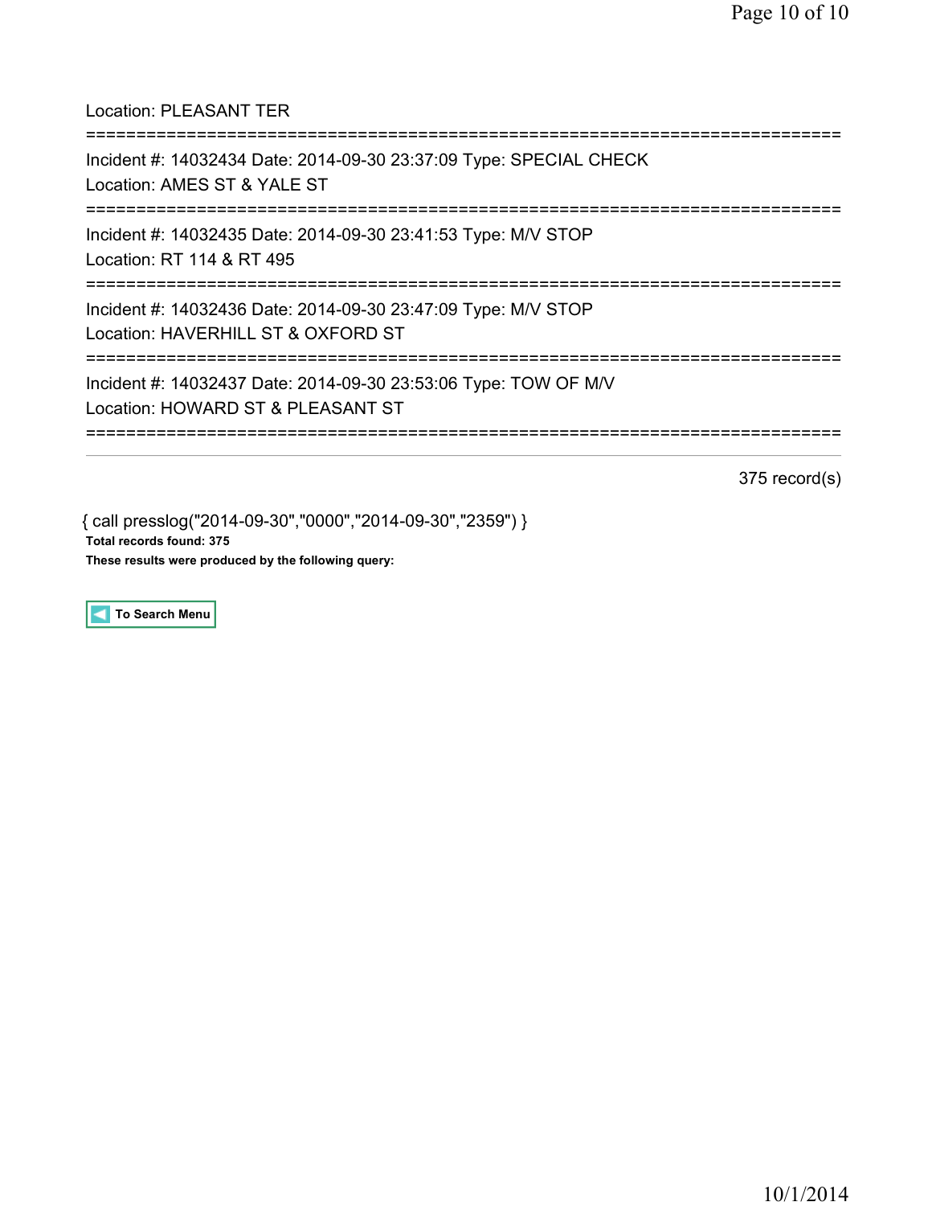Location: PLEASANT TER

===========================================================================

Incident #: 14032434 Date: 2014-09-30 23:37:09 Type: SPECIAL CHECK

Location: AMES ST & YALE ST

===========================================================================

Incident #: 14032435 Date: 2014-09-30 23:41:53 Type: M/V STOP

Location: RT 114 & RT 495

===========================================================================

Incident #: 14032436 Date: 2014-09-30 23:47:09 Type: M/V STOP

Location: HAVERHILL ST & OXFORD ST

===========================================================================

Incident #: 14032437 Date: 2014-09-30 23:53:06 Type: TOW OF M/V

Location: HOWARD ST & PLEASANT ST

===========================================================================

---

375 record(s)

{ call presslog("2014-09-30","0000","2014-09-30","2359") }

**Total records found: 375**

**These results were produced by the following query:**

**To Search Menu**